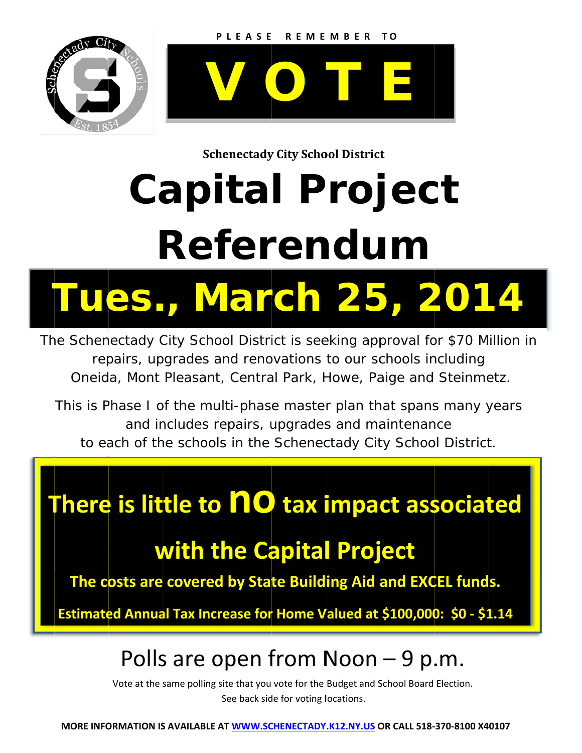PLEASE REMEMBER TO

# VOTE

**Schenectady City School District**

# Capital Project Referendum

## Tues., March 25, 2014

The Schenectady City School District is seeking approval for $70 Million in repairs, upgrades and renovations to our schools including Oneida, Mont Pleasant, Central Park, Howe, Paige and Steinmetz.

This is Phase I of the multi-phase master plan that spans many years and includes repairs, upgrades and maintenance to each of the schools in the Schenectady City School District.

**There is little to NO tax impact associated with the Capital Project**

**The costs are covered by State Building Aid and EXCEL funds.**

**Estimated Annual Tax Increase for Home Valued at $100,000: $0 - $1.14**

## Polls are open from Noon – 9 p.m.

Vote at the same polling site that you vote for the Budget and School Board Election.
See back side for voting locations.

**MORE INFORMATION IS AVAILABLE AT WWW.SCHENECTADY.K12.NY.US OR CALL 518-370-8100 X40107**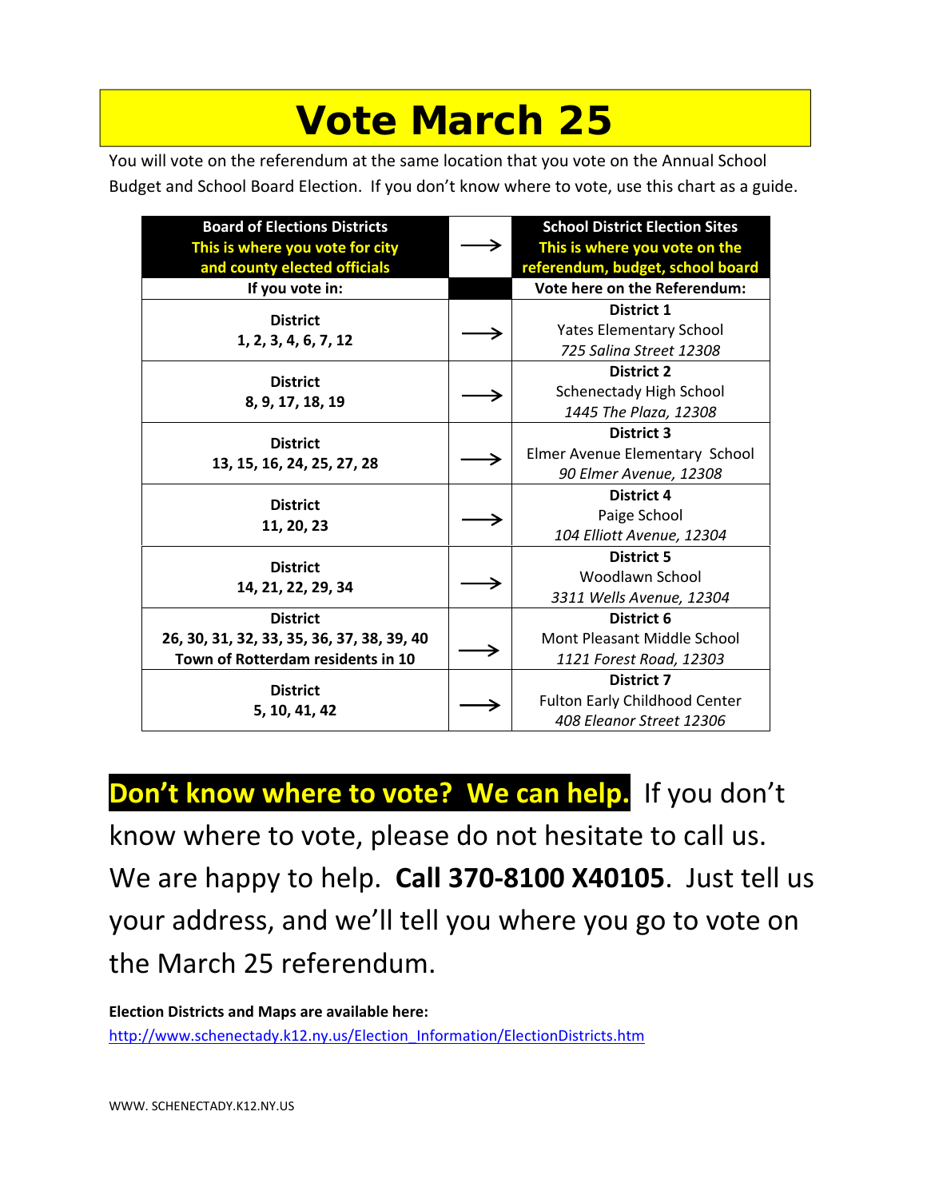# Vote March 25

You will vote on the referendum at the same location that you vote on the Annual School Budget and School Board Election. If you don't know where to vote, use this chart as a guide.

| **Board of Elections Districts**<br>**This is where you vote for city and county elected officials** | → | **School District Election Sites**<br>**This is where you vote on the referendum, budget, school board** |
|---|---|---|
| **If you vote in:** | | **Vote here on the Referendum:** |
| **District**<br>**1, 2, 3, 4, 6, 7, 12** | → | **District 1**<br>Yates Elementary School<br>*725 Salina Street 12308* |
| **District**<br>**8, 9, 17, 18, 19** | → | **District 2**<br>Schenectady High School<br>*1445 The Plaza, 12308* |
| **District**<br>**13, 15, 16, 24, 25, 27, 28** | → | **District 3**<br>Elmer Avenue Elementary School<br>*90 Elmer Avenue, 12308* |
| **District**<br>**11, 20, 23** | → | **District 4**<br>Paige School<br>*104 Elliott Avenue, 12304* |
| **District**<br>**14, 21, 22, 29, 34** | → | **District 5**<br>Woodlawn School<br>*3311 Wells Avenue, 12304* |
| **District**<br>**26, 30, 31, 32, 33, 35, 36, 37, 38, 39, 40**<br>**Town of Rotterdam residents in 10** | → | **District 6**<br>Mont Pleasant Middle School<br>*1121 Forest Road, 12303* |
| **District**<br>**5, 10, 41, 42** | → | **District 7**<br>Fulton Early Childhood Center<br>*408 Eleanor Street 12306* |

**Don't know where to vote? We can help.** If you don't know where to vote, please do not hesitate to call us. We are happy to help. **Call 370-8100 X40105**. Just tell us your address, and we'll tell you where you go to vote on the March 25 referendum.

**Election Districts and Maps are available here:**
http://www.schenectady.k12.ny.us/Election_Information/ElectionDistricts.htm

WWW. SCHENECTADY.K12.NY.US